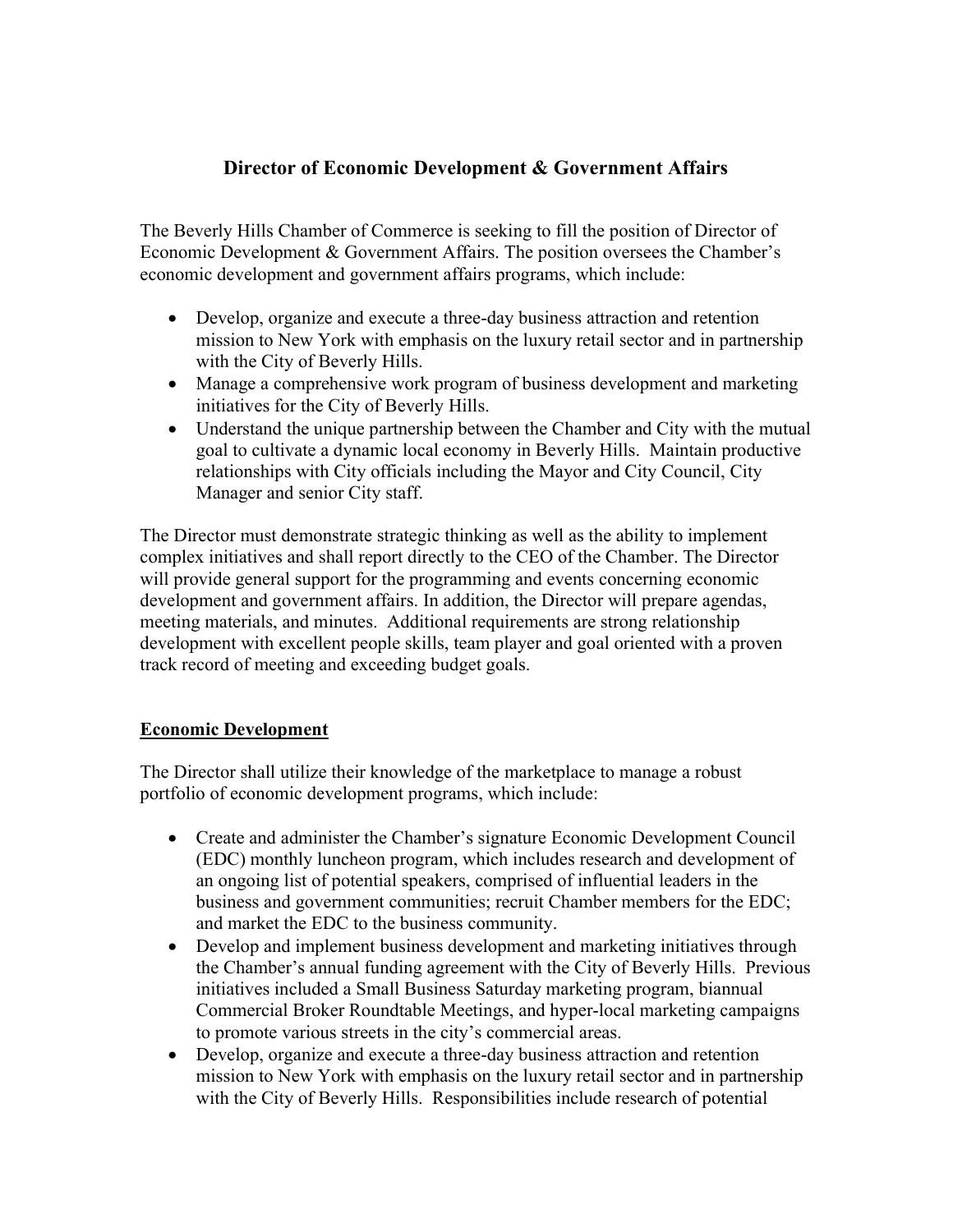# Director of Economic Development & Government Affairs

The Beverly Hills Chamber of Commerce is seeking to fill the position of Director of Economic Development & Government Affairs. The position oversees the Chamber's economic development and government affairs programs, which include:

- Develop, organize and execute a three-day business attraction and retention mission to New York with emphasis on the luxury retail sector and in partnership with the City of Beverly Hills.
- Manage a comprehensive work program of business development and marketing initiatives for the City of Beverly Hills.
- Understand the unique partnership between the Chamber and City with the mutual goal to cultivate a dynamic local economy in Beverly Hills. Maintain productive relationships with City officials including the Mayor and City Council, City Manager and senior City staff.

The Director must demonstrate strategic thinking as well as the ability to implement complex initiatives and shall report directly to the CEO of the Chamber. The Director will provide general support for the programming and events concerning economic development and government affairs. In addition, the Director will prepare agendas, meeting materials, and minutes. Additional requirements are strong relationship development with excellent people skills, team player and goal oriented with a proven track record of meeting and exceeding budget goals.

## Economic Development

The Director shall utilize their knowledge of the marketplace to manage a robust portfolio of economic development programs, which include:

- Create and administer the Chamber's signature Economic Development Council (EDC) monthly luncheon program, which includes research and development of an ongoing list of potential speakers, comprised of influential leaders in the business and government communities; recruit Chamber members for the EDC; and market the EDC to the business community.
- Develop and implement business development and marketing initiatives through the Chamber's annual funding agreement with the City of Beverly Hills. Previous initiatives included a Small Business Saturday marketing program, biannual Commercial Broker Roundtable Meetings, and hyper-local marketing campaigns to promote various streets in the city's commercial areas.
- Develop, organize and execute a three-day business attraction and retention mission to New York with emphasis on the luxury retail sector and in partnership with the City of Beverly Hills. Responsibilities include research of potential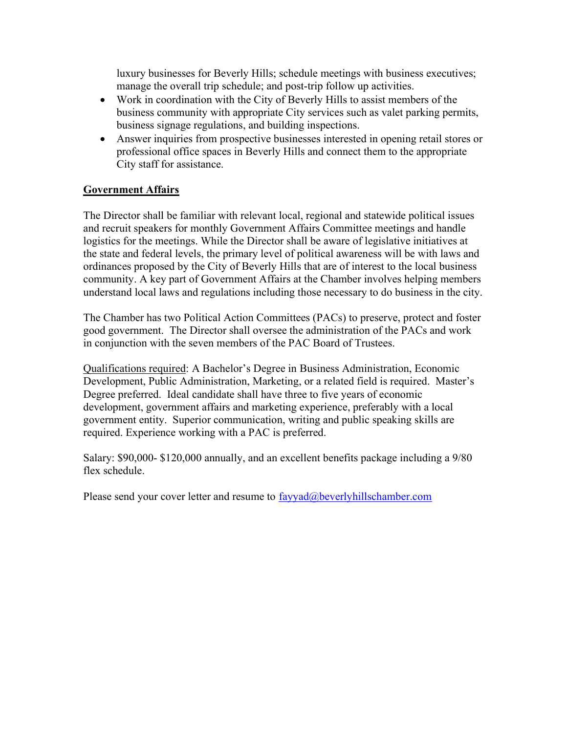luxury businesses for Beverly Hills; schedule meetings with business executives; manage the overall trip schedule; and post-trip follow up activities.

- Work in coordination with the City of Beverly Hills to assist members of the business community with appropriate City services such as valet parking permits, business signage regulations, and building inspections.
- Answer inquiries from prospective businesses interested in opening retail stores or professional office spaces in Beverly Hills and connect them to the appropriate City staff for assistance.

## Government Affairs

The Director shall be familiar with relevant local, regional and statewide political issues and recruit speakers for monthly Government Affairs Committee meetings and handle logistics for the meetings. While the Director shall be aware of legislative initiatives at the state and federal levels, the primary level of political awareness will be with laws and ordinances proposed by the City of Beverly Hills that are of interest to the local business community. A key part of Government Affairs at the Chamber involves helping members understand local laws and regulations including those necessary to do business in the city.

The Chamber has two Political Action Committees (PACs) to preserve, protect and foster good government. The Director shall oversee the administration of the PACs and work in conjunction with the seven members of the PAC Board of Trustees.

Qualifications required: A Bachelor's Degree in Business Administration, Economic Development, Public Administration, Marketing, or a related field is required. Master's Degree preferred. Ideal candidate shall have three to five years of economic development, government affairs and marketing experience, preferably with a local government entity. Superior communication, writing and public speaking skills are required. Experience working with a PAC is preferred.

Salary: $90,000- $120,000 annually, and an excellent benefits package including a 9/80 flex schedule.

Please send your cover letter and resume to fayyad@beverlyhillschamber.com